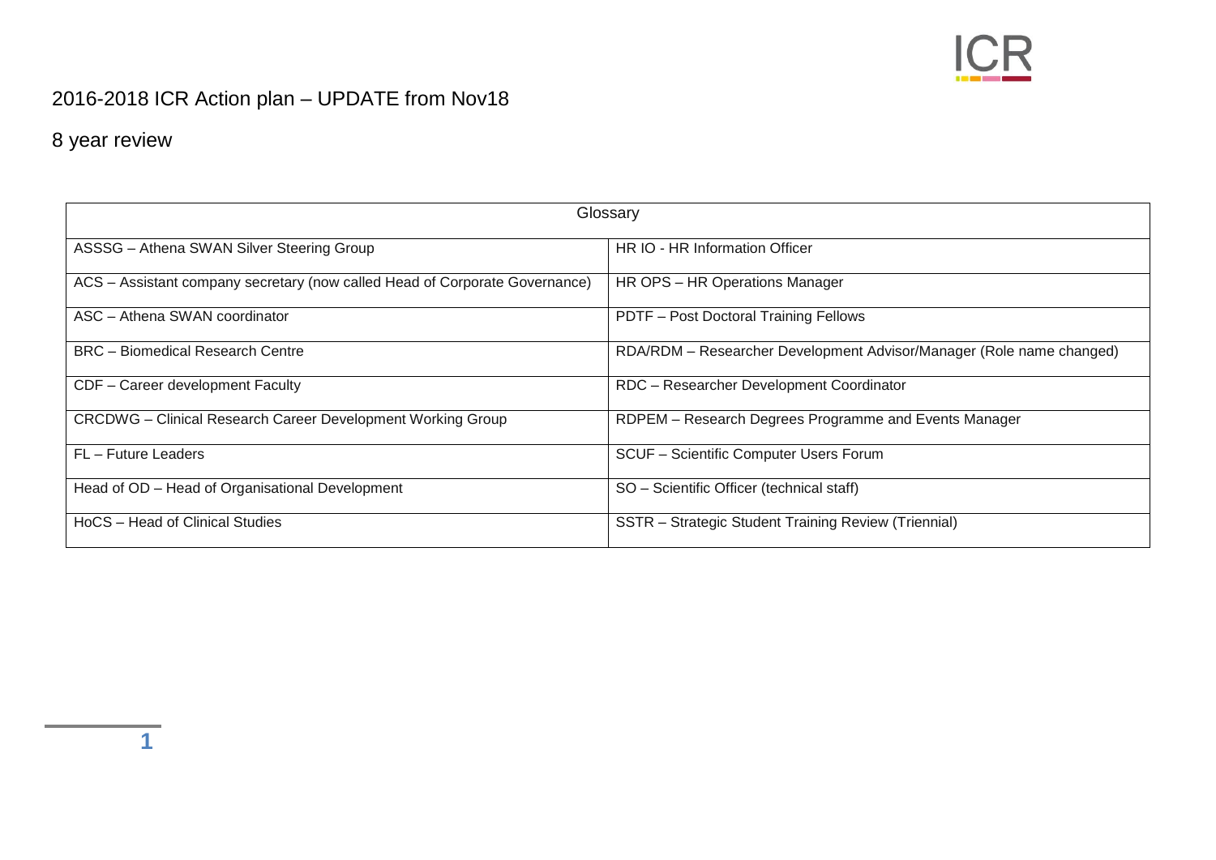# 2016-2018 ICR Action plan – UPDATE from Nov18

## 8 year review

| Glossary | |
|---|---|
| ASSSG – Athena SWAN Silver Steering Group | HR IO - HR Information Officer |
| ACS – Assistant company secretary (now called Head of Corporate Governance) | HR OPS – HR Operations Manager |
| ASC – Athena SWAN coordinator | PDTF – Post Doctoral Training Fellows |
| BRC – Biomedical Research Centre | RDA/RDM – Researcher Development Advisor/Manager (Role name changed) |
| CDF – Career development Faculty | RDC – Researcher Development Coordinator |
| CRCDWG – Clinical Research Career Development Working Group | RDPEM – Research Degrees Programme and Events Manager |
| FL – Future Leaders | SCUF – Scientific Computer Users Forum |
| Head of OD – Head of Organisational Development | SO – Scientific Officer (technical staff) |
| HoCS – Head of Clinical Studies | SSTR – Strategic Student Training Review (Triennial) |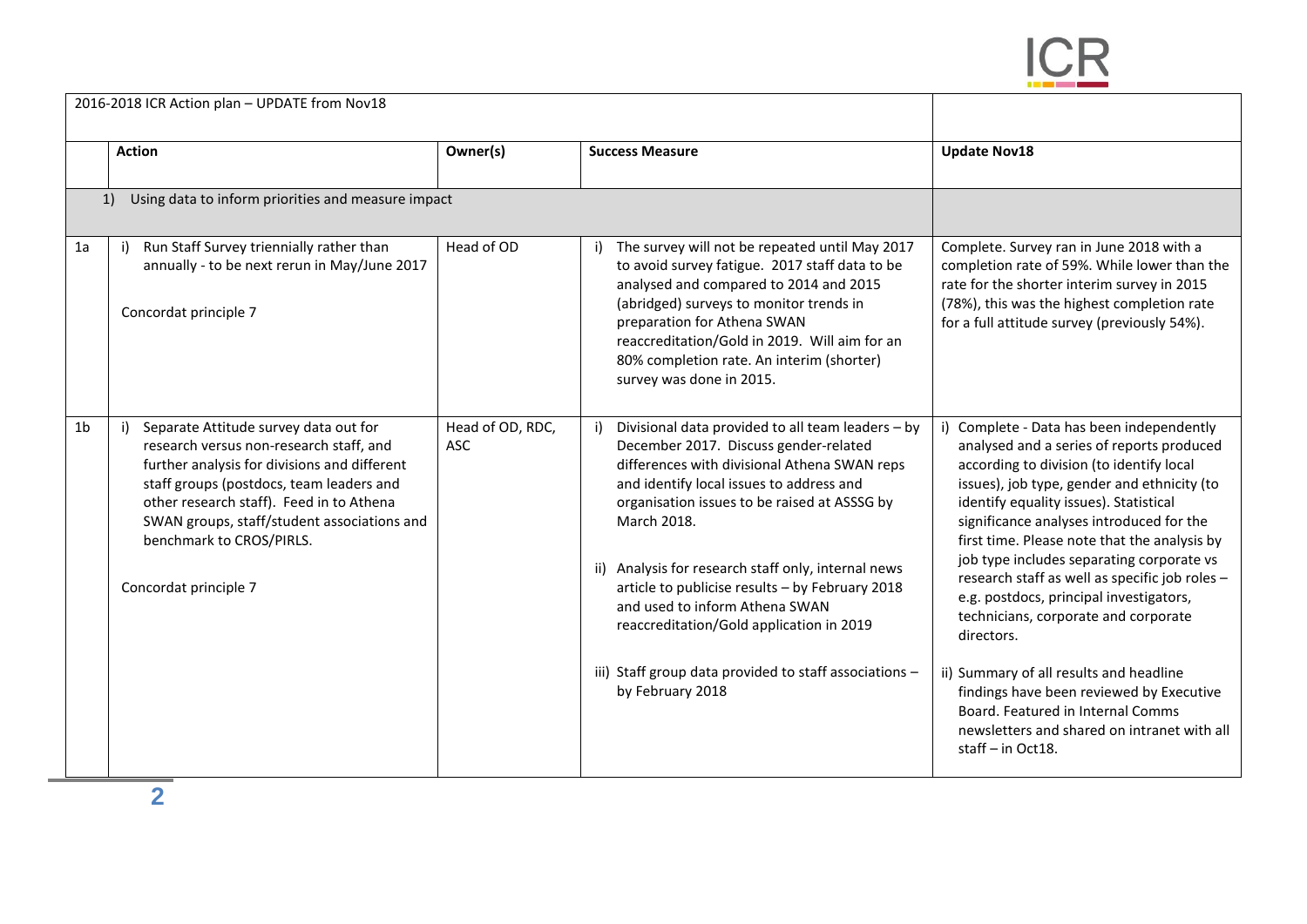| 2016-2018 ICR Action plan – UPDATE from Nov18 | | | | |
|---|---|---|---|---|
| | **Action** | **Owner(s)** | **Success Measure** | **Update Nov18** |
| | 1) Using data to inform priorities and measure impact | | | |
| 1a | i) Run Staff Survey triennially rather than annually - to be next rerun in May/June 2017<br><br>Concordat principle 7 | Head of OD | i) The survey will not be repeated until May 2017 to avoid survey fatigue. 2017 staff data to be analysed and compared to 2014 and 2015 (abridged) surveys to monitor trends in preparation for Athena SWAN reaccreditation/Gold in 2019. Will aim for an 80% completion rate. An interim (shorter) survey was done in 2015. | Complete. Survey ran in June 2018 with a completion rate of 59%. While lower than the rate for the shorter interim survey in 2015 (78%), this was the highest completion rate for a full attitude survey (previously 54%). |
| 1b | i) Separate Attitude survey data out for research versus non-research staff, and further analysis for divisions and different staff groups (postdocs, team leaders and other research staff). Feed in to Athena SWAN groups, staff/student associations and benchmark to CROS/PIRLS.<br><br>Concordat principle 7 | Head of OD, RDC, ASC | i) Divisional data provided to all team leaders – by December 2017. Discuss gender-related differences with divisional Athena SWAN reps and identify local issues to address and organisation issues to be raised at ASSSG by March 2018.<br><br>ii) Analysis for research staff only, internal news article to publicise results – by February 2018 and used to inform Athena SWAN reaccreditation/Gold application in 2019<br><br>iii) Staff group data provided to staff associations – by February 2018 | i) Complete - Data has been independently analysed and a series of reports produced according to division (to identify local issues), job type, gender and ethnicity (to identify equality issues). Statistical significance analyses introduced for the first time. Please note that the analysis by job type includes separating corporate vs research staff as well as specific job roles – e.g. postdocs, principal investigators, technicians, corporate and corporate directors.<br><br>ii) Summary of all results and headline findings have been reviewed by Executive Board. Featured in Internal Comms newsletters and shared on intranet with all staff – in Oct18. |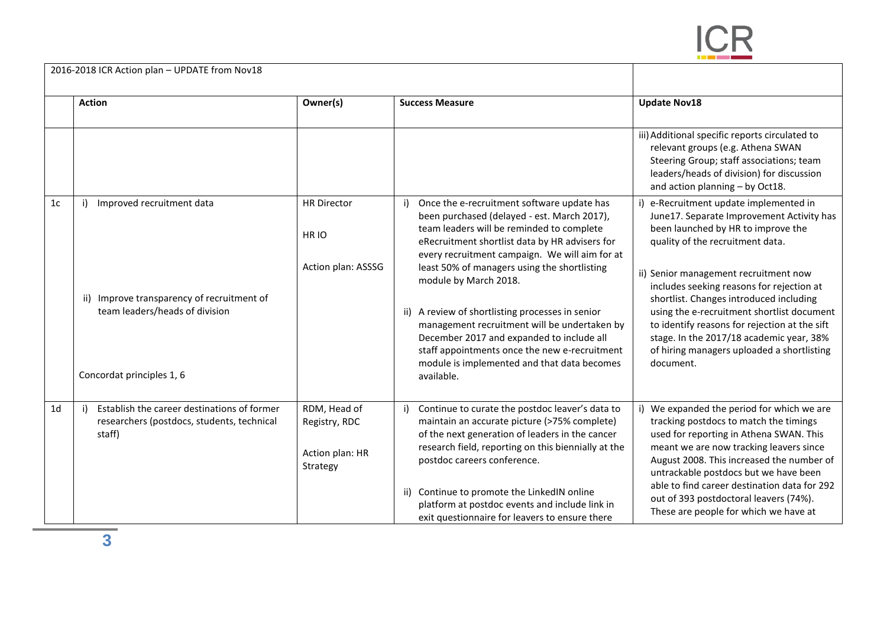| 2016-2018 ICR Action plan – UPDATE from Nov18 | | | | |
|---|---|---|---|---|
| | **Action** | **Owner(s)** | **Success Measure** | **Update Nov18** |
| | | | | iii) Additional specific reports circulated to relevant groups (e.g. Athena SWAN Steering Group; staff associations; team leaders/heads of division) for discussion and action planning – by Oct18. |
| 1c | i) Improved recruitment data<br><br>ii) Improve transparency of recruitment of team leaders/heads of division<br><br>Concordat principles 1, 6 | HR Director<br><br>HR IO<br><br>Action plan: ASSSG | i) Once the e-recruitment software update has been purchased (delayed - est. March 2017), team leaders will be reminded to complete eRecruitment shortlist data by HR advisers for every recruitment campaign. We will aim for at least 50% of managers using the shortlisting module by March 2018.<br><br>ii) A review of shortlisting processes in senior management recruitment will be undertaken by December 2017 and expanded to include all staff appointments once the new e-recruitment module is implemented and that data becomes available. | i) e-Recruitment update implemented in June17. Separate Improvement Activity has been launched by HR to improve the quality of the recruitment data.<br><br>ii) Senior management recruitment now includes seeking reasons for rejection at shortlist. Changes introduced including using the e-recruitment shortlist document to identify reasons for rejection at the sift stage. In the 2017/18 academic year, 38% of hiring managers uploaded a shortlisting document. |
| 1d | i) Establish the career destinations of former researchers (postdocs, students, technical staff) | RDM, Head of Registry, RDC<br><br>Action plan: HR Strategy | i) Continue to curate the postdoc leaver's data to maintain an accurate picture (>75% complete) of the next generation of leaders in the cancer research field, reporting on this biennially at the postdoc careers conference.<br><br>ii) Continue to promote the LinkedIN online platform at postdoc events and include link in exit questionnaire for leavers to ensure there | i) We expanded the period for which we are tracking postdocs to match the timings used for reporting in Athena SWAN. This meant we are now tracking leavers since August 2008. This increased the number of untrackable postdocs but we have been able to find career destination data for 292 out of 393 postdoctoral leavers (74%). These are people for which we have at |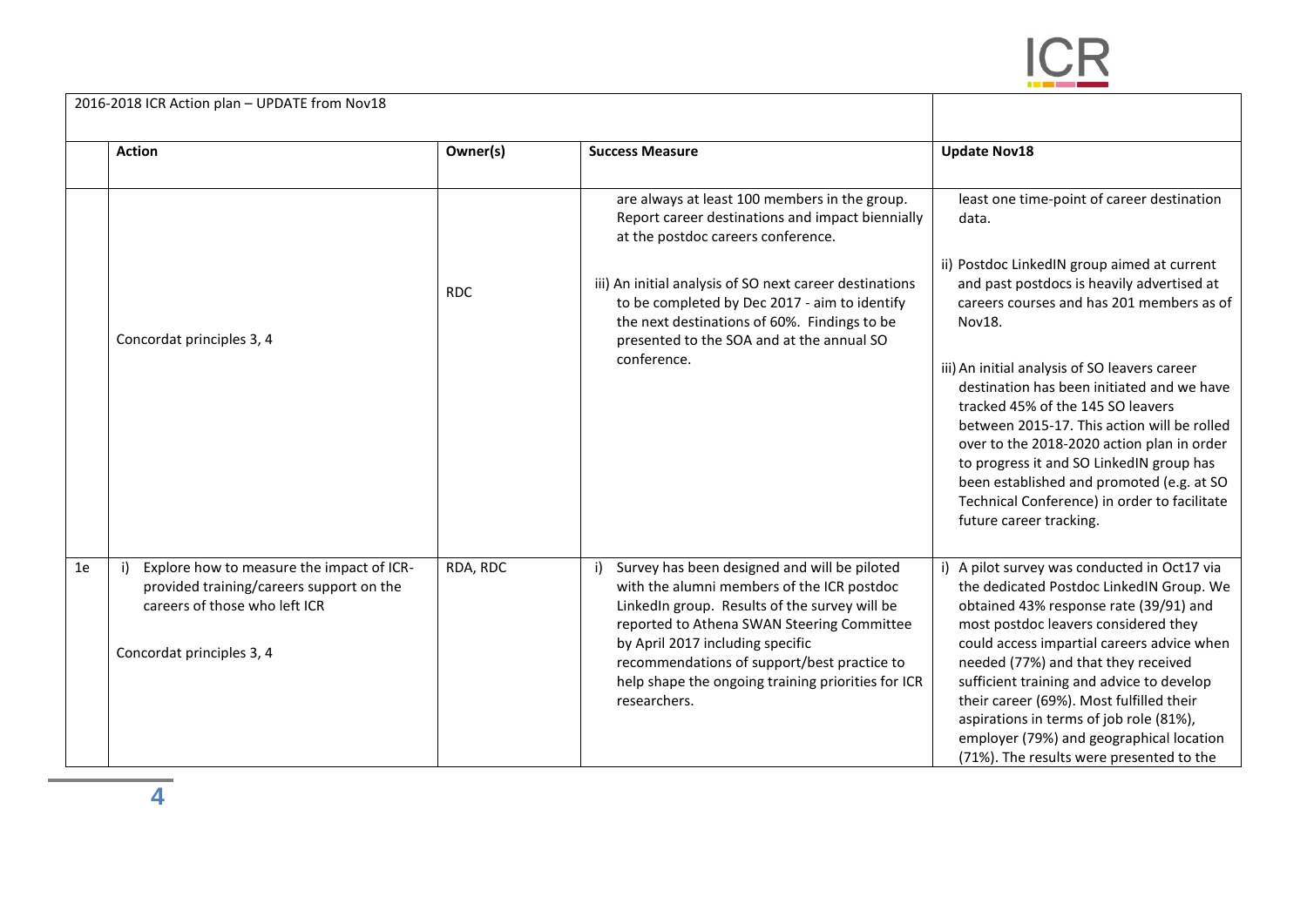| | 2016-2018 ICR Action plan – UPDATE from Nov18 | | | |
|---|---|---|---|---|
| | **Action** | **Owner(s)** | **Success Measure** | **Update Nov18** |
| | Concordat principles 3, 4 | RDC | are always at least 100 members in the group. Report career destinations and impact biennially at the postdoc careers conference.<br><br>iii) An initial analysis of SO next career destinations to be completed by Dec 2017 - aim to identify the next destinations of 60%. Findings to be presented to the SOA and at the annual SO conference. | least one time-point of career destination data.<br><br>ii) Postdoc LinkedIN group aimed at current and past postdocs is heavily advertised at careers courses and has 201 members as of Nov18.<br><br>iii) An initial analysis of SO leavers career destination has been initiated and we have tracked 45% of the 145 SO leavers between 2015-17. This action will be rolled over to the 2018-2020 action plan in order to progress it and SO LinkedIN group has been established and promoted (e.g. at SO Technical Conference) in order to facilitate future career tracking. |
| 1e | i) Explore how to measure the impact of ICR-provided training/careers support on the careers of those who left ICR<br><br>Concordat principles 3, 4 | RDA, RDC | i) Survey has been designed and will be piloted with the alumni members of the ICR postdoc LinkedIn group. Results of the survey will be reported to Athena SWAN Steering Committee by April 2017 including specific recommendations of support/best practice to help shape the ongoing training priorities for ICR researchers. | i) A pilot survey was conducted in Oct17 via the dedicated Postdoc LinkedIN Group. We obtained 43% response rate (39/91) and most postdoc leavers considered they could access impartial careers advice when needed (77%) and that they received sufficient training and advice to develop their career (69%). Most fulfilled their aspirations in terms of job role (81%), employer (79%) and geographical location (71%). The results were presented to the |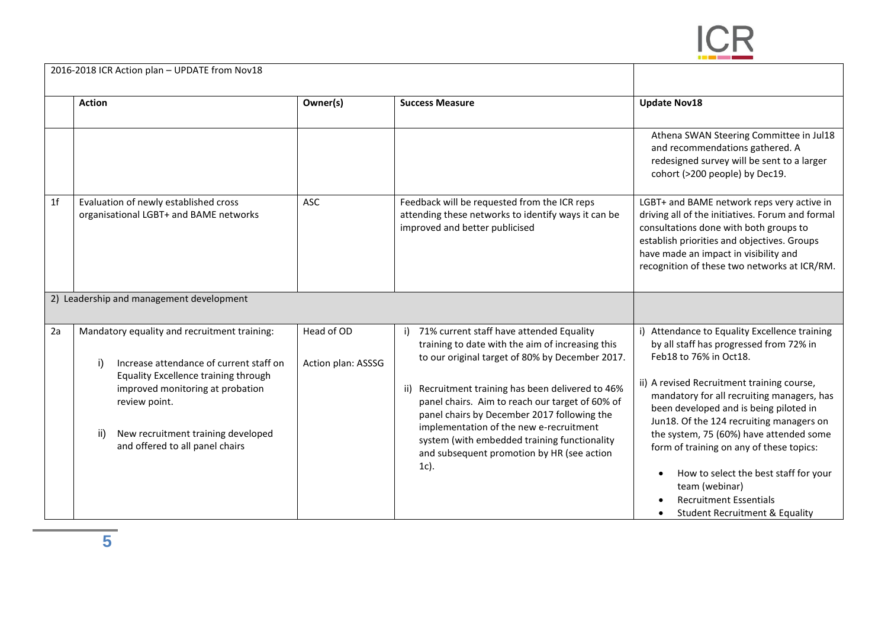| | 2016-2018 ICR Action plan – UPDATE from Nov18 | | | |
|---|---|---|---|---|
| | **Action** | **Owner(s)** | **Success Measure** | **Update Nov18** |
| | | | | Athena SWAN Steering Committee in Jul18 and recommendations gathered. A redesigned survey will be sent to a larger cohort (>200 people) by Dec19. |
| 1f | Evaluation of newly established cross organisational LGBT+ and BAME networks | ASC | Feedback will be requested from the ICR reps attending these networks to identify ways it can be improved and better publicised | LGBT+ and BAME network reps very active in driving all of the initiatives. Forum and formal consultations done with both groups to establish priorities and objectives. Groups have made an impact in visibility and recognition of these two networks at ICR/RM. |
| | 2) Leadership and management development | | | |
| 2a | Mandatory equality and recruitment training:<br><br>i) Increase attendance of current staff on Equality Excellence training through improved monitoring at probation review point.<br><br>ii) New recruitment training developed and offered to all panel chairs | Head of OD<br><br>Action plan: ASSSG | i) 71% current staff have attended Equality training to date with the aim of increasing this to our original target of 80% by December 2017.<br><br>ii) Recruitment training has been delivered to 46% panel chairs. Aim to reach our target of 60% of panel chairs by December 2017 following the implementation of the new e-recruitment system (with embedded training functionality and subsequent promotion by HR (see action 1c). | i) Attendance to Equality Excellence training by all staff has progressed from 72% in Feb18 to 76% in Oct18.<br><br>ii) A revised Recruitment training course, mandatory for all recruiting managers, has been developed and is being piloted in Jun18. Of the 124 recruiting managers on the system, 75 (60%) have attended some form of training on any of these topics:<br><br>• How to select the best staff for your team (webinar)<br>• Recruitment Essentials<br>• Student Recruitment & Equality |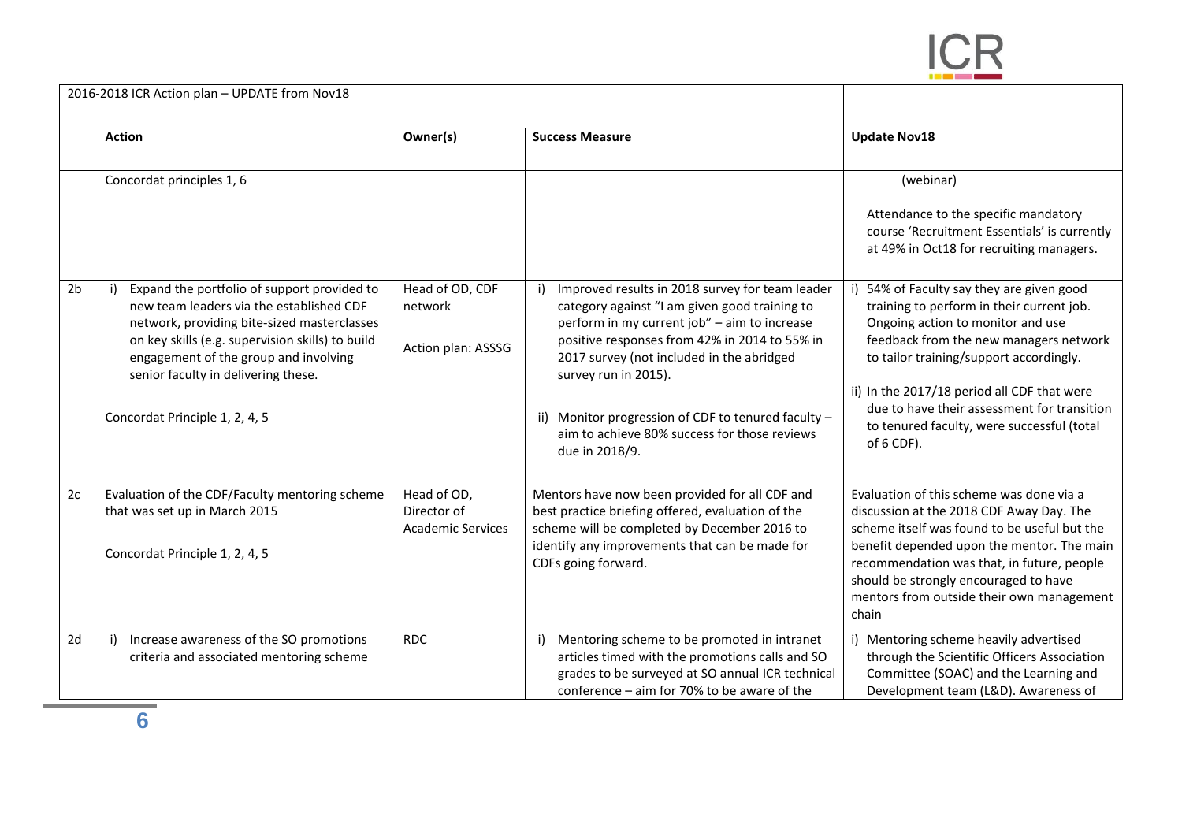| 2016-2018 ICR Action plan – UPDATE from Nov18 | | | | |
|---|---|---|---|---|
| | **Action** | **Owner(s)** | **Success Measure** | **Update Nov18** |
| | Concordat principles 1, 6 | | | (webinar)<br><br>Attendance to the specific mandatory course 'Recruitment Essentials' is currently at 49% in Oct18 for recruiting managers. |
| 2b | i) Expand the portfolio of support provided to new team leaders via the established CDF network, providing bite-sized masterclasses on key skills (e.g. supervision skills) to build engagement of the group and involving senior faculty in delivering these.<br><br>Concordat Principle 1, 2, 4, 5 | Head of OD, CDF network<br><br>Action plan: ASSSG | i) Improved results in 2018 survey for team leader category against "I am given good training to perform in my current job" – aim to increase positive responses from 42% in 2014 to 55% in 2017 survey (not included in the abridged survey run in 2015).<br><br>ii) Monitor progression of CDF to tenured faculty – aim to achieve 80% success for those reviews due in 2018/9. | i) 54% of Faculty say they are given good training to perform in their current job. Ongoing action to monitor and use feedback from the new managers network to tailor training/support accordingly.<br><br>ii) In the 2017/18 period all CDF that were due to have their assessment for transition to tenured faculty, were successful (total of 6 CDF). |
| 2c | Evaluation of the CDF/Faculty mentoring scheme that was set up in March 2015<br><br>Concordat Principle 1, 2, 4, 5 | Head of OD, Director of Academic Services | Mentors have now been provided for all CDF and best practice briefing offered, evaluation of the scheme will be completed by December 2016 to identify any improvements that can be made for CDFs going forward. | Evaluation of this scheme was done via a discussion at the 2018 CDF Away Day. The scheme itself was found to be useful but the benefit depended upon the mentor. The main recommendation was that, in future, people should be strongly encouraged to have mentors from outside their own management chain |
| 2d | i) Increase awareness of the SO promotions criteria and associated mentoring scheme | RDC | i) Mentoring scheme to be promoted in intranet articles timed with the promotions calls and SO grades to be surveyed at SO annual ICR technical conference – aim for 70% to be aware of the | i) Mentoring scheme heavily advertised through the Scientific Officers Association Committee (SOAC) and the Learning and Development team (L&D). Awareness of |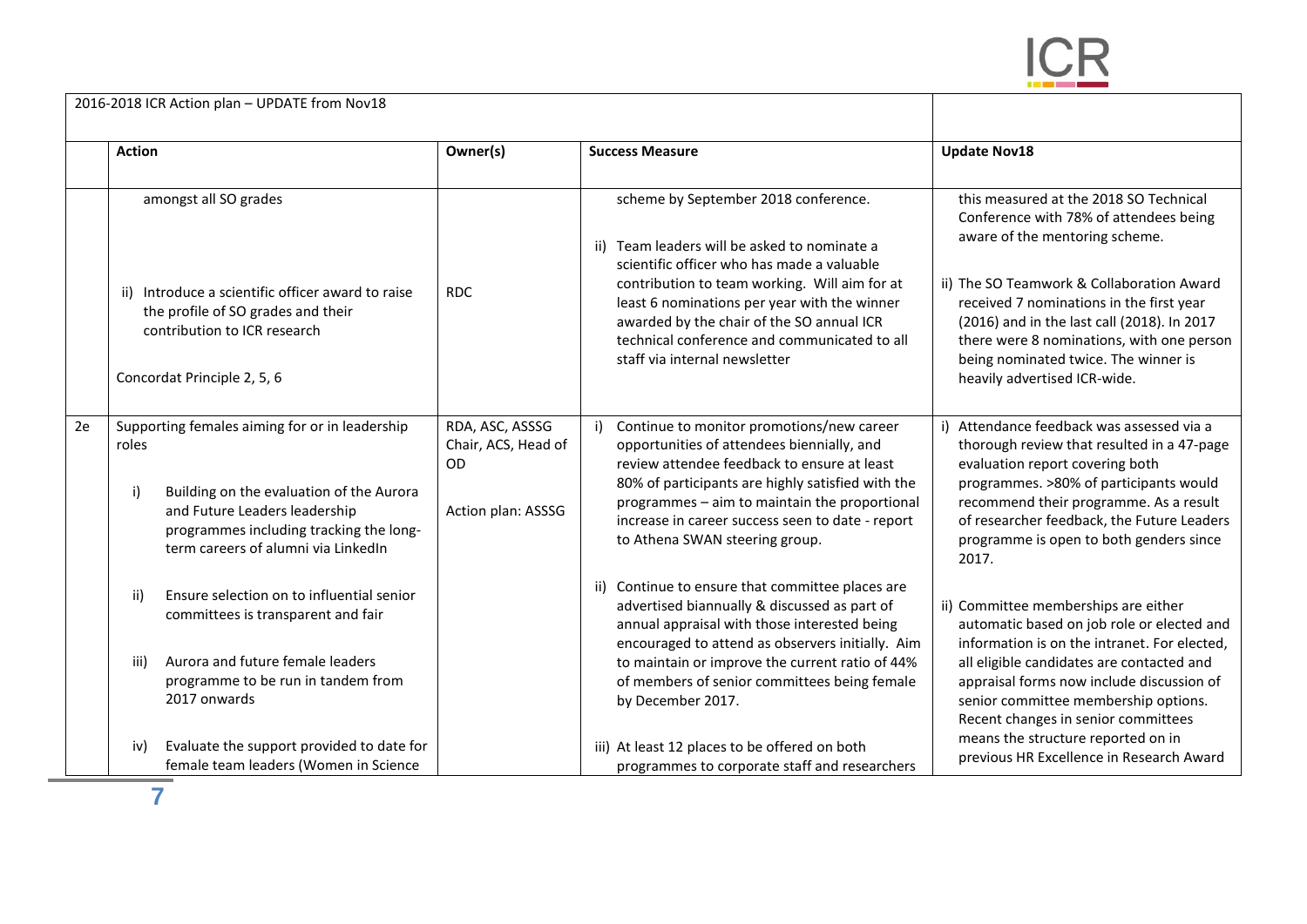| 2016-2018 ICR Action plan – UPDATE from Nov18 | | | | |
|---|---|---|---|---|
| | **Action** | **Owner(s)** | **Success Measure** | **Update Nov18** |
| | amongst all SO grades<br><br>ii) Introduce a scientific officer award to raise the profile of SO grades and their contribution to ICR research<br><br>Concordat Principle 2, 5, 6 | RDC | scheme by September 2018 conference.<br><br>ii) Team leaders will be asked to nominate a scientific officer who has made a valuable contribution to team working. Will aim for at least 6 nominations per year with the winner awarded by the chair of the SO annual ICR technical conference and communicated to all staff via internal newsletter | this measured at the 2018 SO Technical Conference with 78% of attendees being aware of the mentoring scheme.<br><br>ii) The SO Teamwork & Collaboration Award received 7 nominations in the first year (2016) and in the last call (2018). In 2017 there were 8 nominations, with one person being nominated twice. The winner is heavily advertised ICR-wide. |
| 2e | Supporting females aiming for or in leadership roles<br><br>i) Building on the evaluation of the Aurora and Future Leaders leadership programmes including tracking the long-term careers of alumni via LinkedIn<br><br>ii) Ensure selection on to influential senior committees is transparent and fair<br><br>iii) Aurora and future female leaders programme to be run in tandem from 2017 onwards<br><br>iv) Evaluate the support provided to date for female team leaders (Women in Science | RDA, ASC, ASSSG Chair, ACS, Head of OD<br><br>Action plan: ASSSG | i) Continue to monitor promotions/new career opportunities of attendees biennially, and review attendee feedback to ensure at least 80% of participants are highly satisfied with the programmes – aim to maintain the proportional increase in career success seen to date - report to Athena SWAN steering group.<br><br>ii) Continue to ensure that committee places are advertised biannually & discussed as part of annual appraisal with those interested being encouraged to attend as observers initially. Aim to maintain or improve the current ratio of 44% of members of senior committees being female by December 2017.<br><br>iii) At least 12 places to be offered on both programmes to corporate staff and researchers | i) Attendance feedback was assessed via a thorough review that resulted in a 47-page evaluation report covering both programmes. >80% of participants would recommend their programme. As a result of researcher feedback, the Future Leaders programme is open to both genders since 2017.<br><br>ii) Committee memberships are either automatic based on job role or elected and information is on the intranet. For elected, all eligible candidates are contacted and appraisal forms now include discussion of senior committee membership options. Recent changes in senior committees means the structure reported on in previous HR Excellence in Research Award |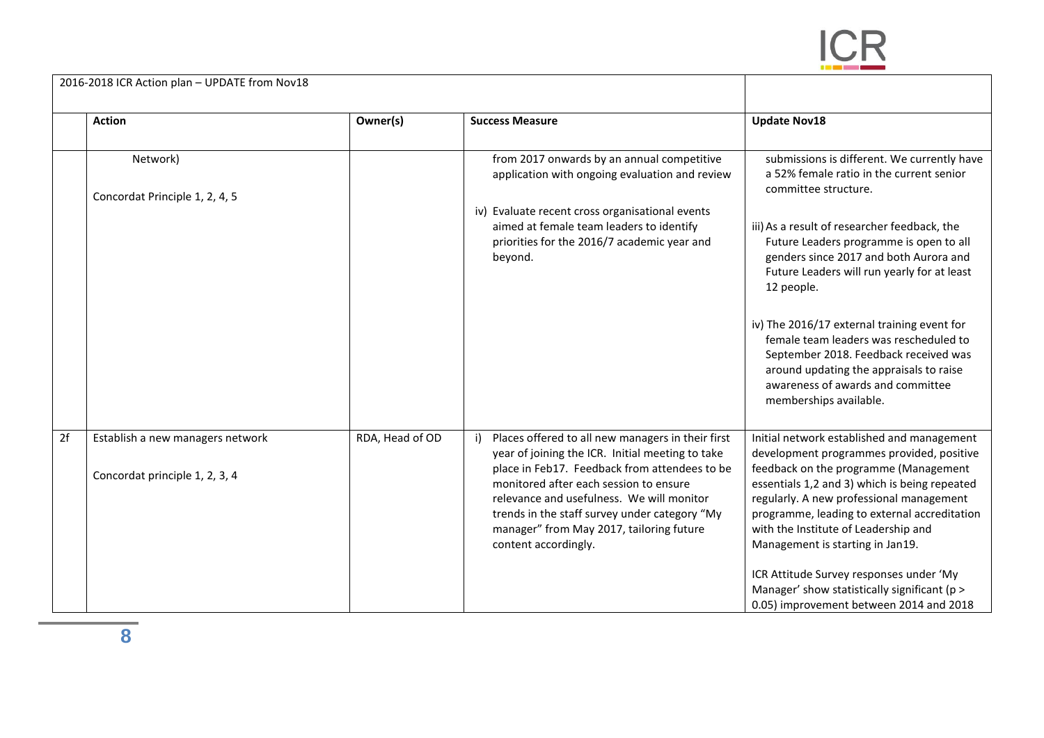| | 2016-2018 ICR Action plan – UPDATE from Nov18 | | | |
|---|---|---|---|---|
| | **Action** | **Owner(s)** | **Success Measure** | **Update Nov18** |
| | Network)<br><br>Concordat Principle 1, 2, 4, 5 | | from 2017 onwards by an annual competitive application with ongoing evaluation and review<br><br>iv) Evaluate recent cross organisational events aimed at female team leaders to identify priorities for the 2016/7 academic year and beyond. | submissions is different. We currently have a 52% female ratio in the current senior committee structure.<br><br>iii) As a result of researcher feedback, the Future Leaders programme is open to all genders since 2017 and both Aurora and Future Leaders will run yearly for at least 12 people.<br><br>iv) The 2016/17 external training event for female team leaders was rescheduled to September 2018. Feedback received was around updating the appraisals to raise awareness of awards and committee memberships available. |
| 2f | Establish a new managers network<br><br>Concordat principle 1, 2, 3, 4 | RDA, Head of OD | i) Places offered to all new managers in their first year of joining the ICR. Initial meeting to take place in Feb17. Feedback from attendees to be monitored after each session to ensure relevance and usefulness. We will monitor trends in the staff survey under category "My manager" from May 2017, tailoring future content accordingly. | Initial network established and management development programmes provided, positive feedback on the programme (Management essentials 1,2 and 3) which is being repeated regularly. A new professional management programme, leading to external accreditation with the Institute of Leadership and Management is starting in Jan19.<br><br>ICR Attitude Survey responses under 'My Manager' show statistically significant ($p > 0.05$) improvement between 2014 and 2018 |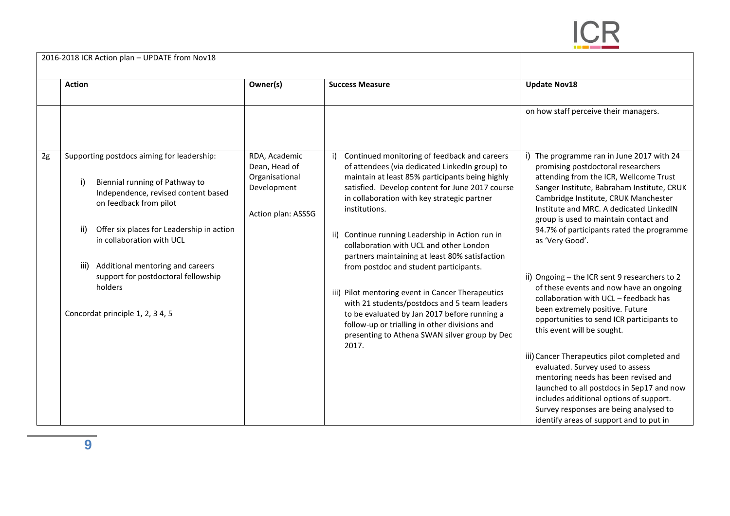| 2016-2018 ICR Action plan – UPDATE from Nov18 | | | | |
|---|---|---|---|---|
| | **Action** | **Owner(s)** | **Success Measure** | **Update Nov18** |
| | | | | on how staff perceive their managers. |
| 2g | Supporting postdocs aiming for leadership:<br><br>i) Biennial running of Pathway to Independence, revised content based on feedback from pilot<br><br>ii) Offer six places for Leadership in action in collaboration with UCL<br><br>iii) Additional mentoring and careers support for postdoctoral fellowship holders<br><br>Concordat principle 1, 2, 3 4, 5 | RDA, Academic Dean, Head of Organisational Development<br><br>Action plan: ASSSG | i) Continued monitoring of feedback and careers of attendees (via dedicated LinkedIn group) to maintain at least 85% participants being highly satisfied. Develop content for June 2017 course in collaboration with key strategic partner institutions.<br><br>ii) Continue running Leadership in Action run in collaboration with UCL and other London partners maintaining at least 80% satisfaction from postdoc and student participants.<br><br>iii) Pilot mentoring event in Cancer Therapeutics with 21 students/postdocs and 5 team leaders to be evaluated by Jan 2017 before running a follow-up or trialling in other divisions and presenting to Athena SWAN silver group by Dec 2017. | i) The programme ran in June 2017 with 24 promising postdoctoral researchers attending from the ICR, Wellcome Trust Sanger Institute, Babraham Institute, CRUK Cambridge Institute, CRUK Manchester Institute and MRC. A dedicated LinkedIN group is used to maintain contact and 94.7% of participants rated the programme as 'Very Good'.<br><br>ii) Ongoing – the ICR sent 9 researchers to 2 of these events and now have an ongoing collaboration with UCL – feedback has been extremely positive. Future opportunities to send ICR participants to this event will be sought.<br><br>iii) Cancer Therapeutics pilot completed and evaluated. Survey used to assess mentoring needs has been revised and launched to all postdocs in Sep17 and now includes additional options of support. Survey responses are being analysed to identify areas of support and to put in |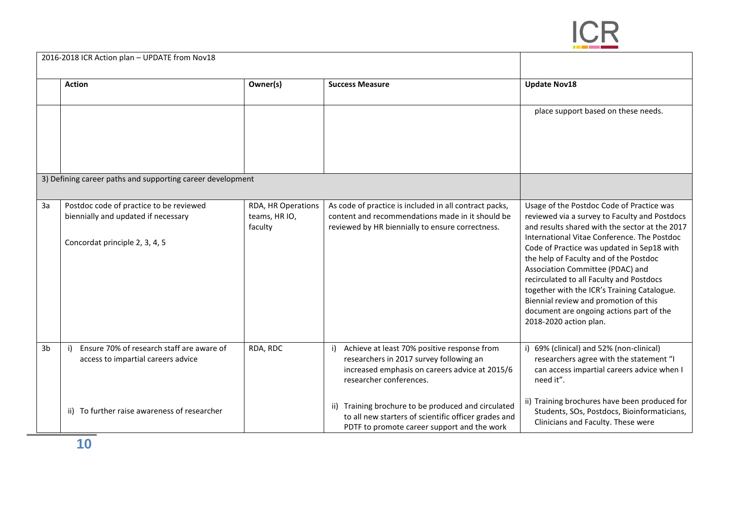| | 2016-2018 ICR Action plan – UPDATE from Nov18 | | | |
|---|---|---|---|---|
| | **Action** | **Owner(s)** | **Success Measure** | **Update Nov18** |
| | | | | place support based on these needs. |
| 3) Defining career paths and supporting career development | | | | |
| 3a | Postdoc code of practice to be reviewed biennially and updated if necessary<br><br>Concordat principle 2, 3, 4, 5 | RDA, HR Operations teams, HR IO, faculty | As code of practice is included in all contract packs, content and recommendations made in it should be reviewed by HR biennially to ensure correctness. | Usage of the Postdoc Code of Practice was reviewed via a survey to Faculty and Postdocs and results shared with the sector at the 2017 International Vitae Conference. The Postdoc Code of Practice was updated in Sep18 with the help of Faculty and of the Postdoc Association Committee (PDAC) and recirculated to all Faculty and Postdocs together with the ICR's Training Catalogue. Biennial review and promotion of this document are ongoing actions part of the 2018-2020 action plan. |
| 3b | i) Ensure 70% of research staff are aware of access to impartial careers advice<br><br>ii) To further raise awareness of researcher | RDA, RDC | i) Achieve at least 70% positive response from researchers in 2017 survey following an increased emphasis on careers advice at 2015/6 researcher conferences.<br><br>ii) Training brochure to be produced and circulated to all new starters of scientific officer grades and PDTF to promote career support and the work | i) 69% (clinical) and 52% (non-clinical) researchers agree with the statement "I can access impartial careers advice when I need it".<br><br>ii) Training brochures have been produced for Students, SOs, Postdocs, Bioinformaticians, Clinicians and Faculty. These were |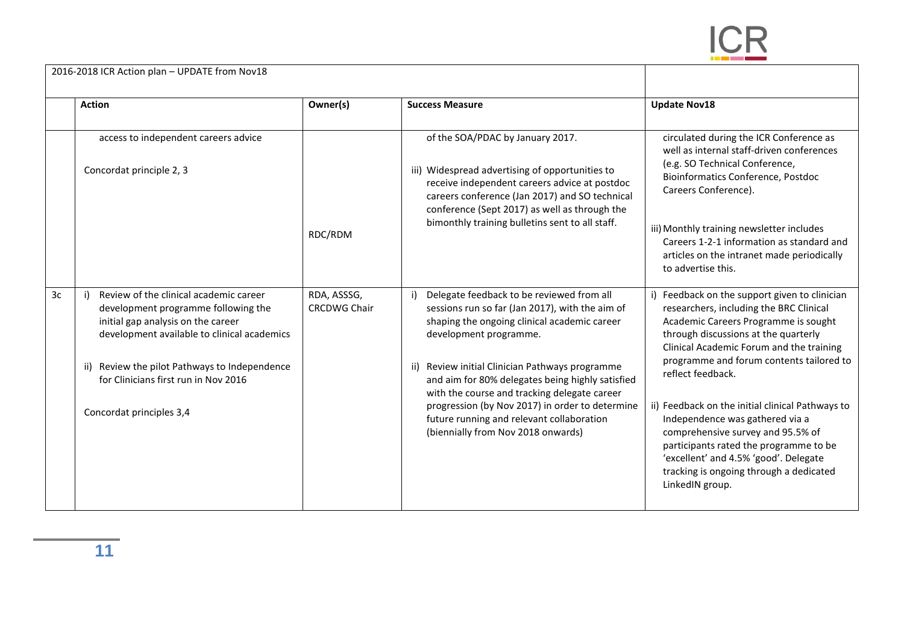| 2016-2018 ICR Action plan – UPDATE from Nov18 | | | | |
|---|---|---|---|---|
| | **Action** | **Owner(s)** | **Success Measure** | **Update Nov18** |
| | access to independent careers advice<br><br>Concordat principle 2, 3 | RDC/RDM | of the SOA/PDAC by January 2017.<br><br>iii) Widespread advertising of opportunities to receive independent careers advice at postdoc careers conference (Jan 2017) and SO technical conference (Sept 2017) as well as through the bimonthly training bulletins sent to all staff. | circulated during the ICR Conference as well as internal staff-driven conferences (e.g. SO Technical Conference, Bioinformatics Conference, Postdoc Careers Conference).<br><br>iii) Monthly training newsletter includes Careers 1-2-1 information as standard and articles on the intranet made periodically to advertise this. |
| 3c | i) Review of the clinical academic career development programme following the initial gap analysis on the career development available to clinical academics<br><br>ii) Review the pilot Pathways to Independence for Clinicians first run in Nov 2016<br><br>Concordat principles 3,4 | RDA, ASSSG, CRCDWG Chair | i) Delegate feedback to be reviewed from all sessions run so far (Jan 2017), with the aim of shaping the ongoing clinical academic career development programme.<br><br>ii) Review initial Clinician Pathways programme and aim for 80% delegates being highly satisfied with the course and tracking delegate career progression (by Nov 2017) in order to determine future running and relevant collaboration (biennially from Nov 2018 onwards) | i) Feedback on the support given to clinician researchers, including the BRC Clinical Academic Careers Programme is sought through discussions at the quarterly Clinical Academic Forum and the training programme and forum contents tailored to reflect feedback.<br><br>ii) Feedback on the initial clinical Pathways to Independence was gathered via a comprehensive survey and 95.5% of participants rated the programme to be 'excellent' and 4.5% 'good'. Delegate tracking is ongoing through a dedicated LinkedIN group. |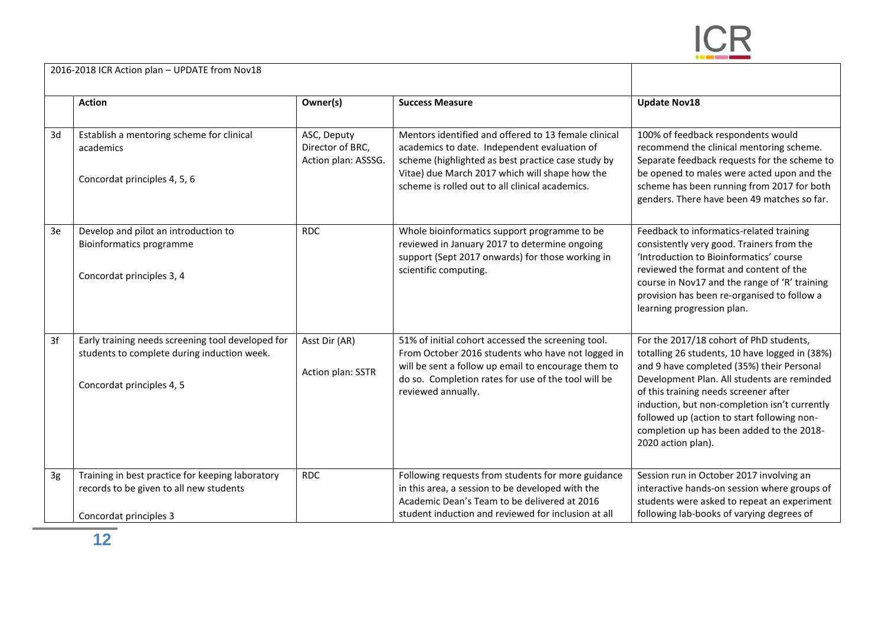2016-2018 ICR Action plan – UPDATE from Nov18

| | Action | Owner(s) | Success Measure | Update Nov18 |
|---|---|---|---|---|
| 3d | Establish a mentoring scheme for clinical academics<br><br>Concordat principles 4, 5, 6 | ASC, Deputy Director of BRC, Action plan: ASSSG. | Mentors identified and offered to 13 female clinical academics to date. Independent evaluation of scheme (highlighted as best practice case study by Vitae) due March 2017 which will shape how the scheme is rolled out to all clinical academics. | 100% of feedback respondents would recommend the clinical mentoring scheme. Separate feedback requests for the scheme to be opened to males were acted upon and the scheme has been running from 2017 for both genders. There have been 49 matches so far. |
| 3e | Develop and pilot an introduction to Bioinformatics programme<br><br>Concordat principles 3, 4 | RDC | Whole bioinformatics support programme to be reviewed in January 2017 to determine ongoing support (Sept 2017 onwards) for those working in scientific computing. | Feedback to informatics-related training consistently very good. Trainers from the 'Introduction to Bioinformatics' course reviewed the format and content of the course in Nov17 and the range of 'R' training provision has been re-organised to follow a learning progression plan. |
| 3f | Early training needs screening tool developed for students to complete during induction week.<br><br>Concordat principles 4, 5 | Asst Dir (AR)<br><br>Action plan: SSTR | 51% of initial cohort accessed the screening tool. From October 2016 students who have not logged in will be sent a follow up email to encourage them to do so. Completion rates for use of the tool will be reviewed annually. | For the 2017/18 cohort of PhD students, totalling 26 students, 10 have logged in (38%) and 9 have completed (35%) their Personal Development Plan. All students are reminded of this training needs screener after induction, but non-completion isn't currently followed up (action to start following non-completion up has been added to the 2018-2020 action plan). |
| 3g | Training in best practice for keeping laboratory records to be given to all new students<br><br>Concordat principles 3 | RDC | Following requests from students for more guidance in this area, a session to be developed with the Academic Dean's Team to be delivered at 2016 student induction and reviewed for inclusion at all | Session run in October 2017 involving an interactive hands-on session where groups of students were asked to repeat an experiment following lab-books of varying degrees of |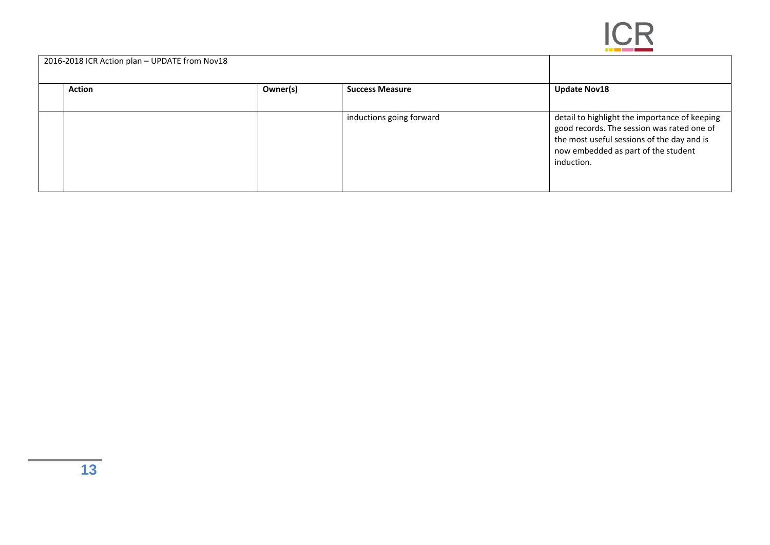| 2016-2018 ICR Action plan – UPDATE from Nov18 | | | | |
|---|---|---|---|---|
| | **Action** | **Owner(s)** | **Success Measure** | **Update Nov18** |
| | | | inductions going forward | detail to highlight the importance of keeping good records. The session was rated one of the most useful sessions of the day and is now embedded as part of the student induction. |